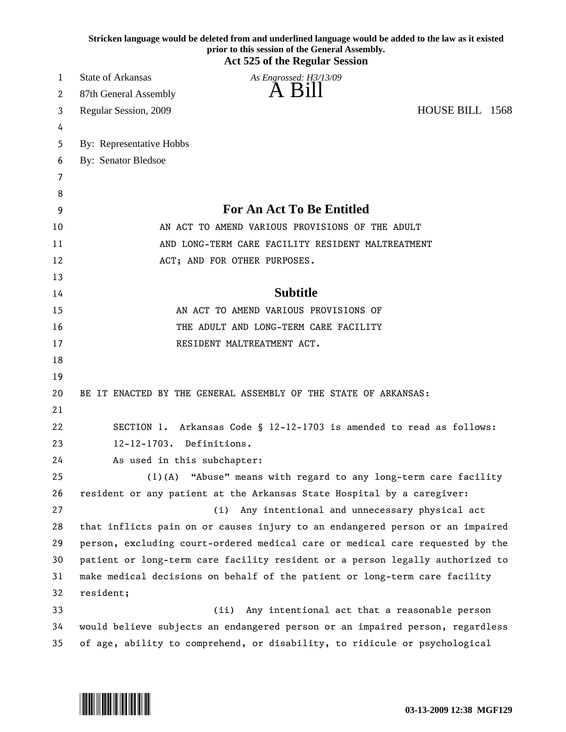**Stricken language would be deleted from and underlined language would be added to the law as it existed prior to this session of the General Assembly.**

**Act 525 of the Regular Session**

State of Arkansas *As Engrossed: H3/13/09*

87th General Assembly

# A Bill

Regular Session, 2009 HOUSE BILL 1568

By: Representative Hobbs

By: Senator Bledsoe

## For An Act To Be Entitled

AN ACT TO AMEND VARIOUS PROVISIONS OF THE ADULT AND LONG-TERM CARE FACILITY RESIDENT MALTREATMENT ACT; AND FOR OTHER PURPOSES.

## Subtitle

AN ACT TO AMEND VARIOUS PROVISIONS OF THE ADULT AND LONG-TERM CARE FACILITY RESIDENT MALTREATMENT ACT.

BE IT ENACTED BY THE GENERAL ASSEMBLY OF THE STATE OF ARKANSAS:

SECTION 1. Arkansas Code § 12-12-1703 is amended to read as follows:

12-12-1703. Definitions.

As used in this subchapter:

(1)(A) "Abuse" means with regard to any long-term care facility resident or any patient at the Arkansas State Hospital by a caregiver:

(i) Any intentional and unnecessary physical act that inflicts pain on or causes injury to an endangered person or an impaired person, excluding court-ordered medical care or medical care requested by the patient or long-term care facility resident or a person legally authorized to make medical decisions on behalf of the patient or long-term care facility resident;

(ii) Any intentional act that a reasonable person would believe subjects an endangered person or an impaired person, regardless of age, ability to comprehend, or disability, to ridicule or psychological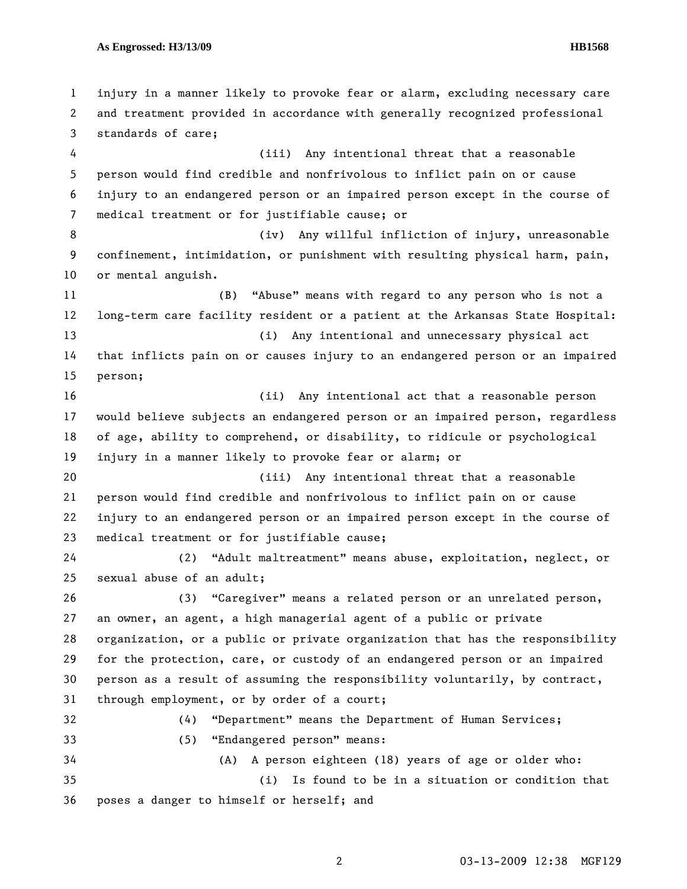injury in a manner likely to provoke fear or alarm, excluding necessary care and treatment provided in accordance with generally recognized professional standards of care;

(iii) Any intentional threat that a reasonable person would find credible and nonfrivolous to inflict pain on or cause injury to an endangered person or an impaired person except in the course of medical treatment or for justifiable cause; or

(iv) Any willful infliction of injury, unreasonable confinement, intimidation, or punishment with resulting physical harm, pain, or mental anguish.

(B) "Abuse" means with regard to any person who is not a long-term care facility resident or a patient at the Arkansas State Hospital:

(i) Any intentional and unnecessary physical act that inflicts pain on or causes injury to an endangered person or an impaired person;

(ii) Any intentional act that a reasonable person would believe subjects an endangered person or an impaired person, regardless of age, ability to comprehend, or disability, to ridicule or psychological injury in a manner likely to provoke fear or alarm; or

(iii) Any intentional threat that a reasonable person would find credible and nonfrivolous to inflict pain on or cause injury to an endangered person or an impaired person except in the course of medical treatment or for justifiable cause;

(2) "Adult maltreatment" means abuse, exploitation, neglect, or sexual abuse of an adult;

(3) "Caregiver" means a related person or an unrelated person, an owner, an agent, a high managerial agent of a public or private organization, or a public or private organization that has the responsibility for the protection, care, or custody of an endangered person or an impaired person as a result of assuming the responsibility voluntarily, by contract, through employment, or by order of a court;

(4) "Department" means the Department of Human Services;

(5) "Endangered person" means:

(A) A person eighteen (18) years of age or older who:

(i) Is found to be in a situation or condition that poses a danger to himself or herself; and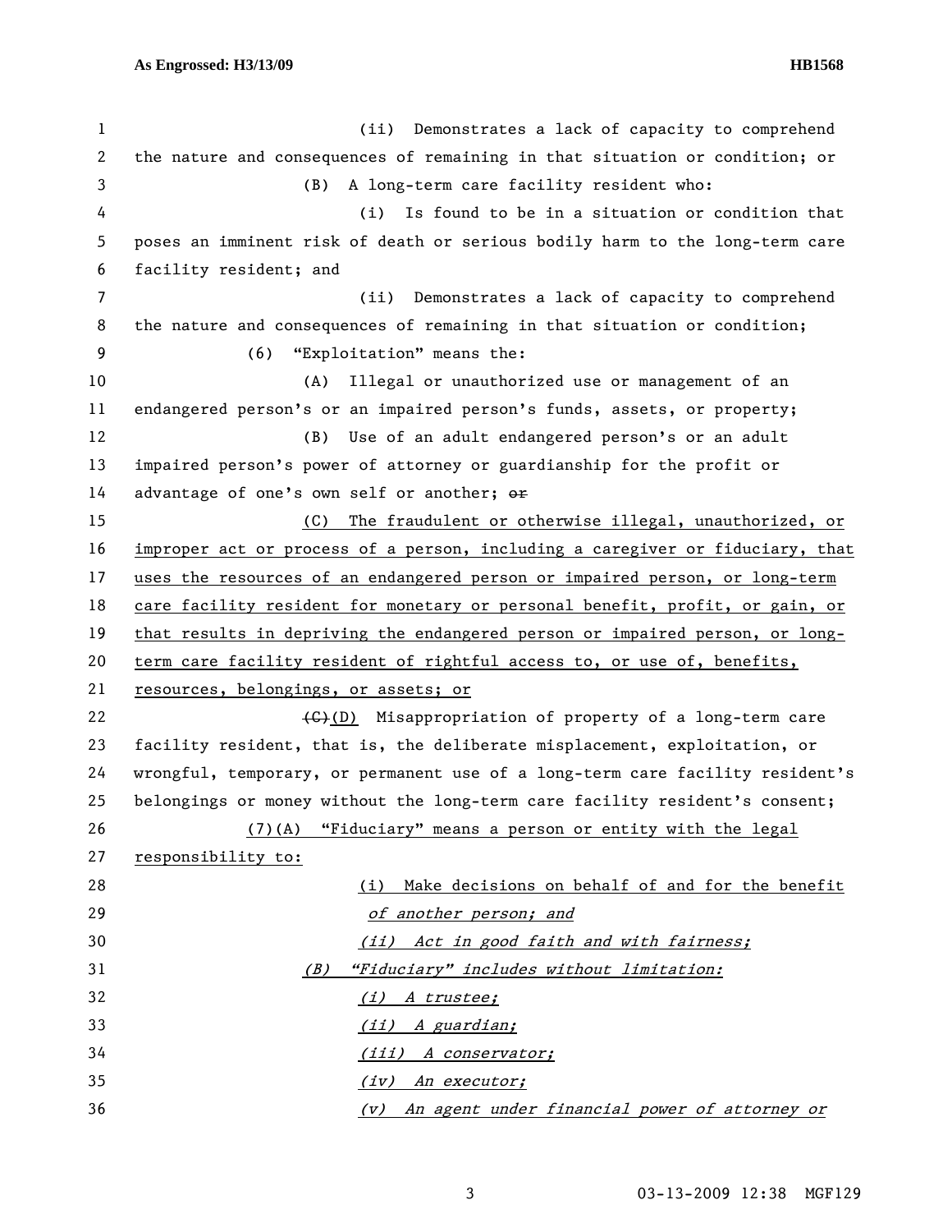(ii) Demonstrates a lack of capacity to comprehend the nature and consequences of remaining in that situation or condition; or

(B) A long-term care facility resident who:

(i) Is found to be in a situation or condition that poses an imminent risk of death or serious bodily harm to the long-term care facility resident; and

(ii) Demonstrates a lack of capacity to comprehend the nature and consequences of remaining in that situation or condition;

(6) "Exploitation" means the:

(A) Illegal or unauthorized use or management of an endangered person's or an impaired person's funds, assets, or property;

(B) Use of an adult endangered person's or an adult impaired person's power of attorney or guardianship for the profit or advantage of one's own self or another; ~~or~~

(C) The fraudulent or otherwise illegal, unauthorized, or improper act or process of a person, including a caregiver or fiduciary, that uses the resources of an endangered person or impaired person, or long-term care facility resident for monetary or personal benefit, profit, or gain, or that results in depriving the endangered person or impaired person, or long-term care facility resident of rightful access to, or use of, benefits, resources, belongings, or assets; or

~~(C)~~(D) Misappropriation of property of a long-term care facility resident, that is, the deliberate misplacement, exploitation, or wrongful, temporary, or permanent use of a long-term care facility resident's belongings or money without the long-term care facility resident's consent;

(7)(A) "Fiduciary" means a person or entity with the legal responsibility to:

(i) Make decisions on behalf of and for the benefit *of another person; and*

*(ii) Act in good faith and with fairness;*

*(B) "Fiduciary" includes without limitation:*

*(i) A trustee;*

*(ii) A guardian;*

*(iii) A conservator;*

*(iv) An executor;*

*(v) An agent under financial power of attorney or*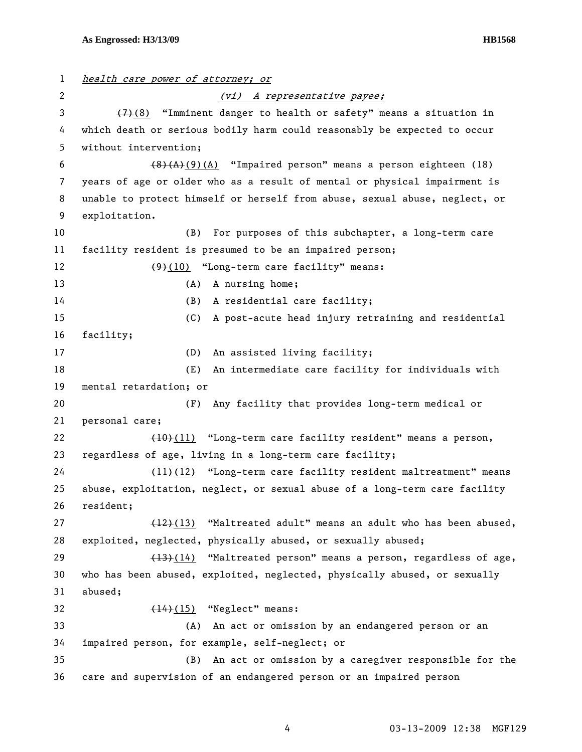*health care power of attorney; or*

*(vi) A representative payee;*

~~(7)~~(8) "Imminent danger to health or safety" means a situation in which death or serious bodily harm could reasonably be expected to occur without intervention;

~~(8)(A)~~(9)(A) "Impaired person" means a person eighteen (18) years of age or older who as a result of mental or physical impairment is unable to protect himself or herself from abuse, sexual abuse, neglect, or exploitation.

(B) For purposes of this subchapter, a long-term care facility resident is presumed to be an impaired person;

~~(9)~~(10) "Long-term care facility" means:

(A) A nursing home;

(B) A residential care facility;

(C) A post-acute head injury retraining and residential facility;

(D) An assisted living facility;

(E) An intermediate care facility for individuals with mental retardation; or

(F) Any facility that provides long-term medical or personal care;

~~(10)~~(11) "Long-term care facility resident" means a person, regardless of age, living in a long-term care facility;

~~(11)~~(12) "Long-term care facility resident maltreatment" means abuse, exploitation, neglect, or sexual abuse of a long-term care facility resident;

~~(12)~~(13) "Maltreated adult" means an adult who has been abused, exploited, neglected, physically abused, or sexually abused;

~~(13)~~(14) "Maltreated person" means a person, regardless of age, who has been abused, exploited, neglected, physically abused, or sexually abused;

~~(14)~~(15) "Neglect" means:

(A) An act or omission by an endangered person or an impaired person, for example, self-neglect; or

(B) An act or omission by a caregiver responsible for the care and supervision of an endangered person or an impaired person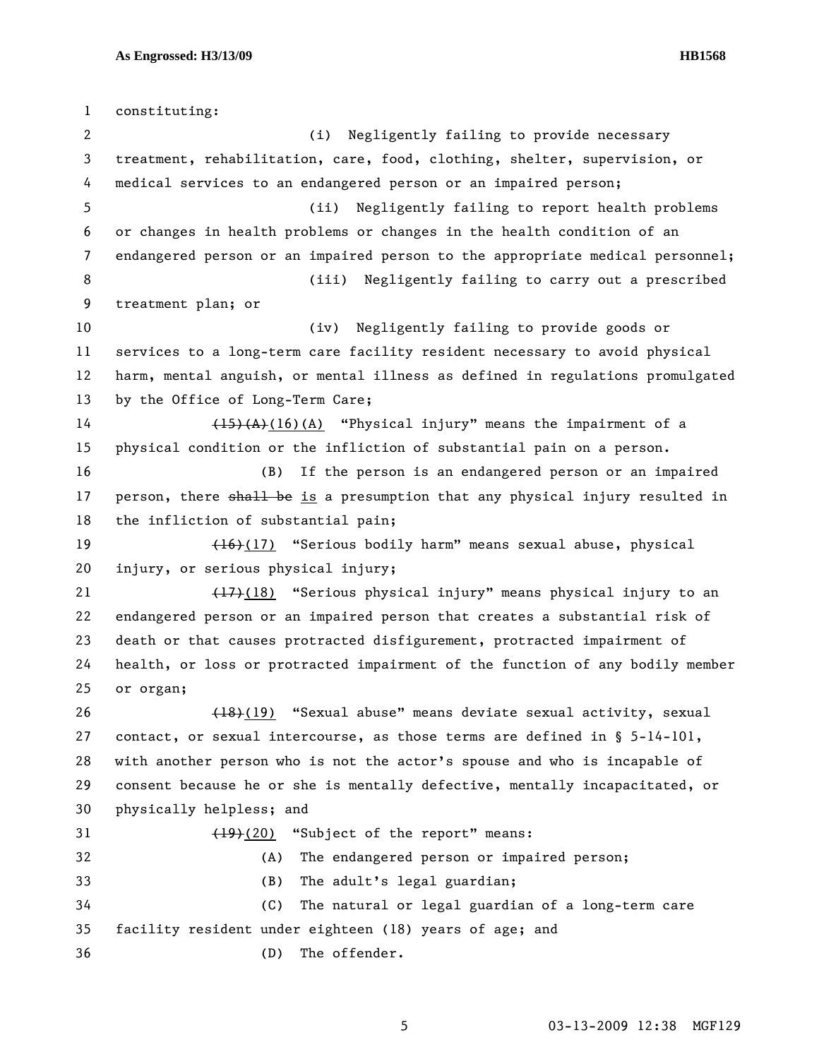constituting:

(i) Negligently failing to provide necessary treatment, rehabilitation, care, food, clothing, shelter, supervision, or medical services to an endangered person or an impaired person;

(ii) Negligently failing to report health problems or changes in health problems or changes in the health condition of an endangered person or an impaired person to the appropriate medical personnel;

(iii) Negligently failing to carry out a prescribed treatment plan; or

(iv) Negligently failing to provide goods or services to a long-term care facility resident necessary to avoid physical harm, mental anguish, or mental illness as defined in regulations promulgated by the Office of Long-Term Care;

~~(15)(A)~~(16)(A) "Physical injury" means the impairment of a physical condition or the infliction of substantial pain on a person.

(B) If the person is an endangered person or an impaired person, there ~~shall be~~ is a presumption that any physical injury resulted in the infliction of substantial pain;

~~(16)~~(17) "Serious bodily harm" means sexual abuse, physical injury, or serious physical injury;

~~(17)~~(18) "Serious physical injury" means physical injury to an endangered person or an impaired person that creates a substantial risk of death or that causes protracted disfigurement, protracted impairment of health, or loss or protracted impairment of the function of any bodily member or organ;

~~(18)~~(19) "Sexual abuse" means deviate sexual activity, sexual contact, or sexual intercourse, as those terms are defined in § 5-14-101, with another person who is not the actor's spouse and who is incapable of consent because he or she is mentally defective, mentally incapacitated, or physically helpless; and

~~(19)~~(20) "Subject of the report" means:

(A) The endangered person or impaired person;

(B) The adult's legal guardian;

(C) The natural or legal guardian of a long-term care facility resident under eighteen (18) years of age; and

(D) The offender.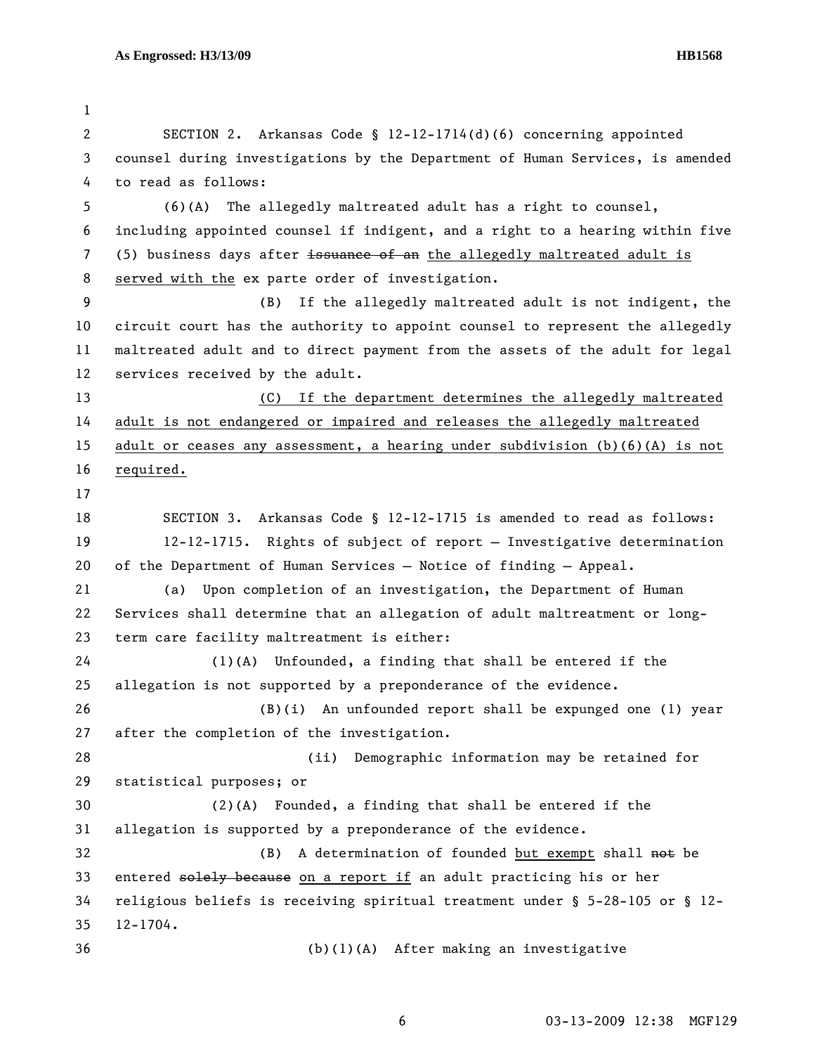SECTION 2. Arkansas Code § 12-12-1714(d)(6) concerning appointed counsel during investigations by the Department of Human Services, is amended to read as follows:

(6)(A) The allegedly maltreated adult has a right to counsel, including appointed counsel if indigent, and a right to a hearing within five (5) business days after ~~issuance of an~~ the allegedly maltreated adult is served with the ex parte order of investigation.

(B) If the allegedly maltreated adult is not indigent, the circuit court has the authority to appoint counsel to represent the allegedly maltreated adult and to direct payment from the assets of the adult for legal services received by the adult.

(C) If the department determines the allegedly maltreated adult is not endangered or impaired and releases the allegedly maltreated adult or ceases any assessment, a hearing under subdivision (b)(6)(A) is not required.

SECTION 3. Arkansas Code § 12-12-1715 is amended to read as follows:

12-12-1715. Rights of subject of report — Investigative determination of the Department of Human Services — Notice of finding — Appeal.

(a) Upon completion of an investigation, the Department of Human Services shall determine that an allegation of adult maltreatment or long-term care facility maltreatment is either:

(1)(A) Unfounded, a finding that shall be entered if the allegation is not supported by a preponderance of the evidence.

(B)(i) An unfounded report shall be expunged one (1) year after the completion of the investigation.

(ii) Demographic information may be retained for statistical purposes; or

(2)(A) Founded, a finding that shall be entered if the allegation is supported by a preponderance of the evidence.

(B) A determination of founded but exempt shall ~~not~~ be entered ~~solely because~~ on a report if an adult practicing his or her religious beliefs is receiving spiritual treatment under § 5-28-105 or § 12-12-1704.

(b)(1)(A) After making an investigative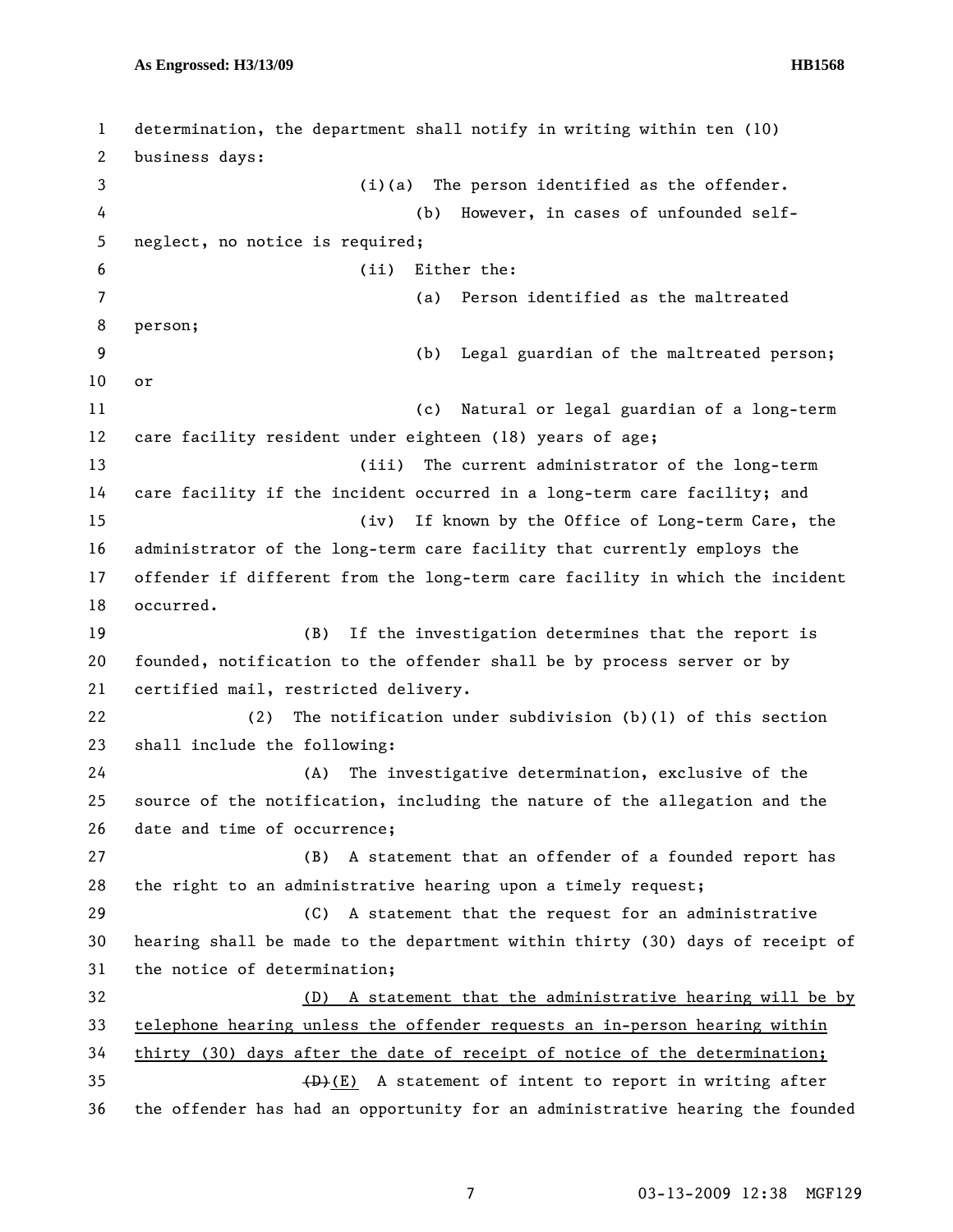determination, the department shall notify in writing within ten (10) business days:

(i)(a) The person identified as the offender.

(b) However, in cases of unfounded self-neglect, no notice is required;

(ii) Either the:

(a) Person identified as the maltreated person;

(b) Legal guardian of the maltreated person; or

(c) Natural or legal guardian of a long-term care facility resident under eighteen (18) years of age;

(iii) The current administrator of the long-term care facility if the incident occurred in a long-term care facility; and

(iv) If known by the Office of Long-term Care, the administrator of the long-term care facility that currently employs the offender if different from the long-term care facility in which the incident occurred.

(B) If the investigation determines that the report is founded, notification to the offender shall be by process server or by certified mail, restricted delivery.

(2) The notification under subdivision (b)(1) of this section shall include the following:

(A) The investigative determination, exclusive of the source of the notification, including the nature of the allegation and the date and time of occurrence;

(B) A statement that an offender of a founded report has the right to an administrative hearing upon a timely request;

(C) A statement that the request for an administrative hearing shall be made to the department within thirty (30) days of receipt of the notice of determination;

<u>(D) A statement that the administrative hearing will be by telephone hearing unless the offender requests an in-person hearing within thirty (30) days after the date of receipt of notice of the determination;</u>

~~(D)~~(E) A statement of intent to report in writing after the offender has had an opportunity for an administrative hearing the founded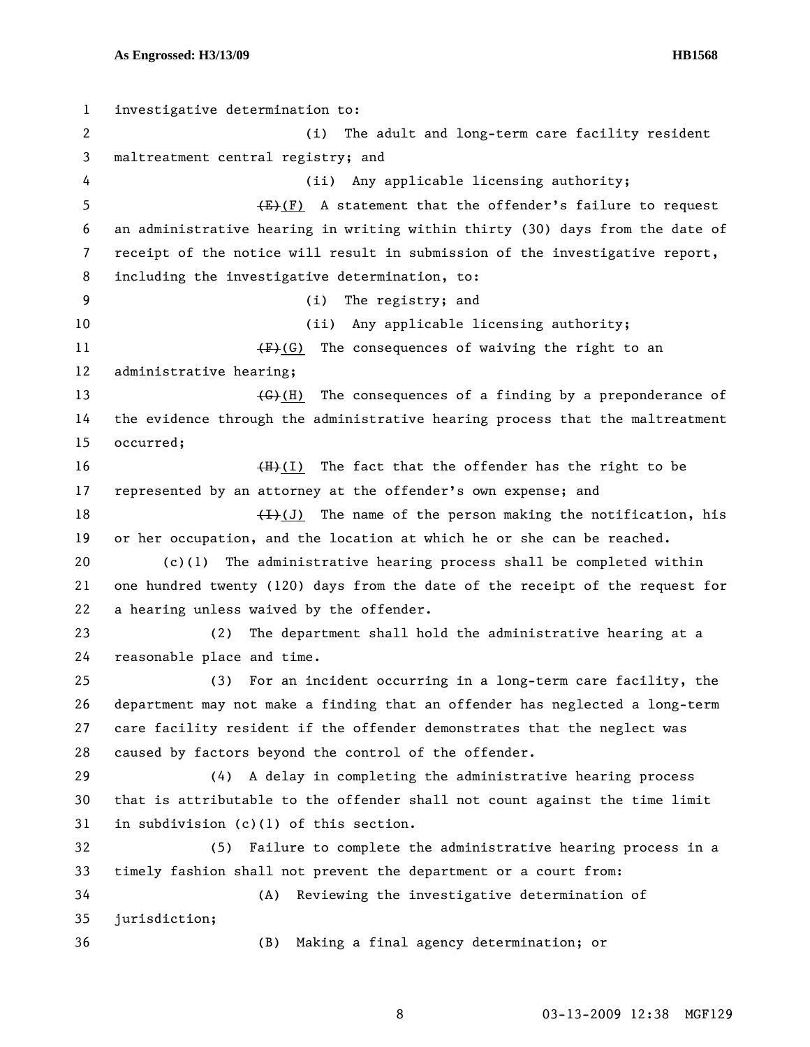investigative determination to:

(i) The adult and long-term care facility resident maltreatment central registry; and

(ii) Any applicable licensing authority;

~~(E)~~(F) A statement that the offender's failure to request an administrative hearing in writing within thirty (30) days from the date of receipt of the notice will result in submission of the investigative report, including the investigative determination, to:

(i) The registry; and

(ii) Any applicable licensing authority;

~~(F)~~(G) The consequences of waiving the right to an administrative hearing;

~~(G)~~(H) The consequences of a finding by a preponderance of the evidence through the administrative hearing process that the maltreatment occurred;

~~(H)~~(I) The fact that the offender has the right to be represented by an attorney at the offender's own expense; and

~~(I)~~(J) The name of the person making the notification, his or her occupation, and the location at which he or she can be reached.

(c)(1) The administrative hearing process shall be completed within one hundred twenty (120) days from the date of the receipt of the request for a hearing unless waived by the offender.

(2) The department shall hold the administrative hearing at a reasonable place and time.

(3) For an incident occurring in a long-term care facility, the department may not make a finding that an offender has neglected a long-term care facility resident if the offender demonstrates that the neglect was caused by factors beyond the control of the offender.

(4) A delay in completing the administrative hearing process that is attributable to the offender shall not count against the time limit in subdivision (c)(1) of this section.

(5) Failure to complete the administrative hearing process in a timely fashion shall not prevent the department or a court from:

(A) Reviewing the investigative determination of jurisdiction;

(B) Making a final agency determination; or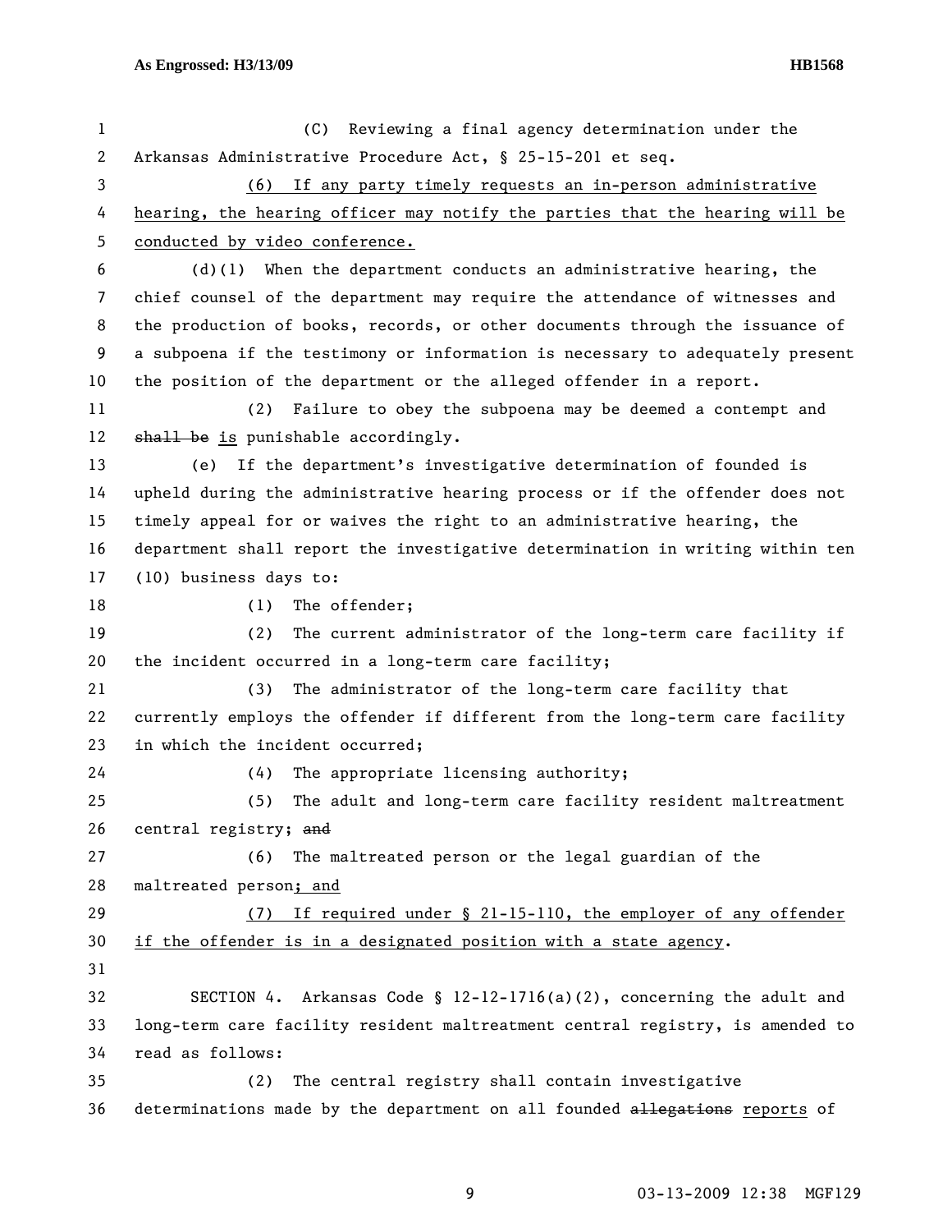(C) Reviewing a final agency determination under the Arkansas Administrative Procedure Act, § 25-15-201 et seq.

(6) If any party timely requests an in-person administrative hearing, the hearing officer may notify the parties that the hearing will be conducted by video conference.

(d)(1) When the department conducts an administrative hearing, the chief counsel of the department may require the attendance of witnesses and the production of books, records, or other documents through the issuance of a subpoena if the testimony or information is necessary to adequately present the position of the department or the alleged offender in a report.

(2) Failure to obey the subpoena may be deemed a contempt and ~~shall be~~ is punishable accordingly.

(e) If the department's investigative determination of founded is upheld during the administrative hearing process or if the offender does not timely appeal for or waives the right to an administrative hearing, the department shall report the investigative determination in writing within ten (10) business days to:

(1) The offender;

(2) The current administrator of the long-term care facility if the incident occurred in a long-term care facility;

(3) The administrator of the long-term care facility that currently employs the offender if different from the long-term care facility in which the incident occurred;

(4) The appropriate licensing authority;

(5) The adult and long-term care facility resident maltreatment central registry; ~~and~~

(6) The maltreated person or the legal guardian of the maltreated person; and

(7) If required under § 21-15-110, the employer of any offender if the offender is in a designated position with a state agency.

SECTION 4. Arkansas Code § 12-12-1716(a)(2), concerning the adult and long-term care facility resident maltreatment central registry, is amended to read as follows:

(2) The central registry shall contain investigative determinations made by the department on all founded ~~allegations~~ reports of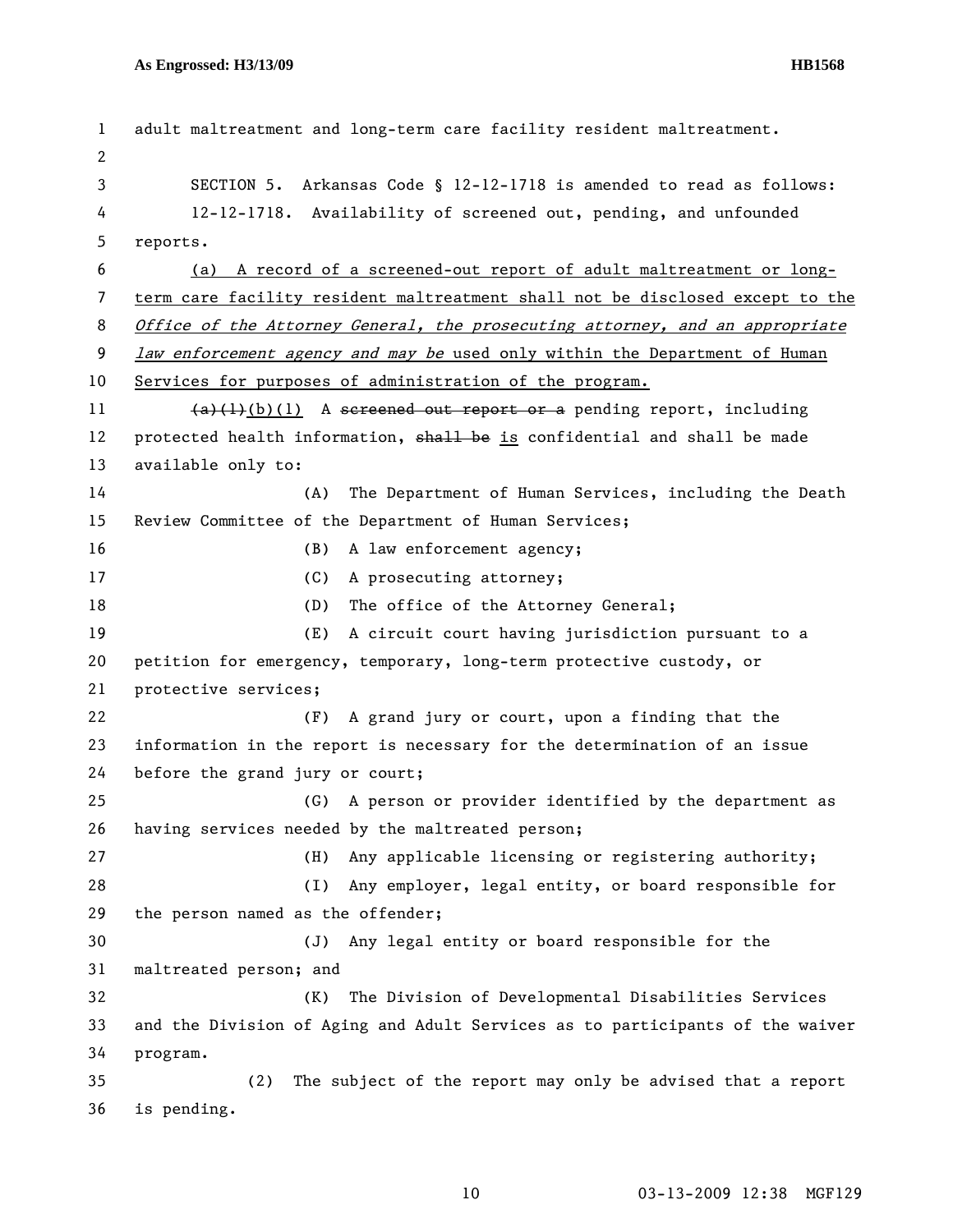adult maltreatment and long-term care facility resident maltreatment.

SECTION 5. Arkansas Code § 12-12-1718 is amended to read as follows:

12-12-1718. Availability of screened out, pending, and unfounded reports.

(a) A record of a screened-out report of adult maltreatment or long-term care facility resident maltreatment shall not be disclosed except to the *Office of the Attorney General, the prosecuting attorney, and an appropriate law enforcement agency and may be* used only within the Department of Human Services for purposes of administration of the program.

~~(a)(1)~~(b)(1) A ~~screened out report or a~~ pending report, including protected health information, ~~shall be~~ is confidential and shall be made available only to:

(A) The Department of Human Services, including the Death Review Committee of the Department of Human Services;

(B) A law enforcement agency;

(C) A prosecuting attorney;

(D) The office of the Attorney General;

(E) A circuit court having jurisdiction pursuant to a petition for emergency, temporary, long-term protective custody, or protective services;

(F) A grand jury or court, upon a finding that the information in the report is necessary for the determination of an issue before the grand jury or court;

(G) A person or provider identified by the department as having services needed by the maltreated person;

(H) Any applicable licensing or registering authority;

(I) Any employer, legal entity, or board responsible for the person named as the offender;

(J) Any legal entity or board responsible for the maltreated person; and

(K) The Division of Developmental Disabilities Services and the Division of Aging and Adult Services as to participants of the waiver program.

(2) The subject of the report may only be advised that a report is pending.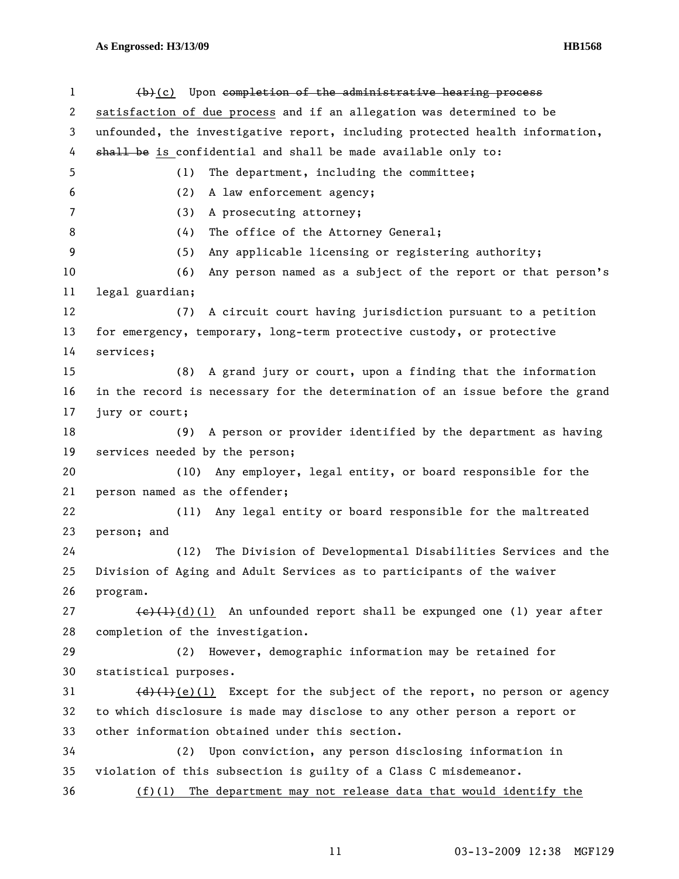~~(b)~~(c) Upon ~~completion of the administrative hearing process~~ satisfaction of due process and if an allegation was determined to be unfounded, the investigative report, including protected health information, ~~shall be~~ is confidential and shall be made available only to:

(1) The department, including the committee;

(2) A law enforcement agency;

(3) A prosecuting attorney;

(4) The office of the Attorney General;

(5) Any applicable licensing or registering authority;

(6) Any person named as a subject of the report or that person's legal guardian;

(7) A circuit court having jurisdiction pursuant to a petition for emergency, temporary, long-term protective custody, or protective services;

(8) A grand jury or court, upon a finding that the information in the record is necessary for the determination of an issue before the grand jury or court;

(9) A person or provider identified by the department as having services needed by the person;

(10) Any employer, legal entity, or board responsible for the person named as the offender;

(11) Any legal entity or board responsible for the maltreated person; and

(12) The Division of Developmental Disabilities Services and the Division of Aging and Adult Services as to participants of the waiver program.

~~(c)(1)~~(d)(1) An unfounded report shall be expunged one (1) year after completion of the investigation.

(2) However, demographic information may be retained for statistical purposes.

~~(d)(1)~~(e)(1) Except for the subject of the report, no person or agency to which disclosure is made may disclose to any other person a report or other information obtained under this section.

(2) Upon conviction, any person disclosing information in violation of this subsection is guilty of a Class C misdemeanor.

(f)(1) The department may not release data that would identify the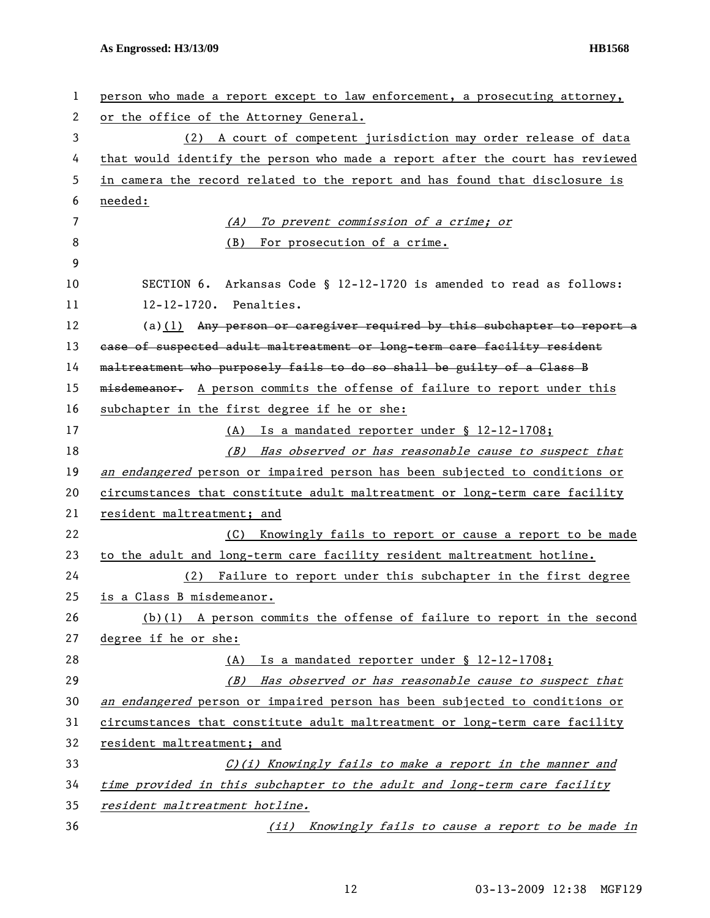person who made a report except to law enforcement, a prosecuting attorney, or the office of the Attorney General.

(2) A court of competent jurisdiction may order release of data that would identify the person who made a report after the court has reviewed in camera the record related to the report and has found that disclosure is needed:

*(A) To prevent commission of a crime; or*

(B) For prosecution of a crime.

SECTION 6. Arkansas Code § 12-12-1720 is amended to read as follows:

12-12-1720. Penalties.

(a)(1) ~~Any person or caregiver required by this subchapter to report a case of suspected adult maltreatment or long-term care facility resident maltreatment who purposely fails to do so shall be guilty of a Class B misdemeanor.~~ A person commits the offense of failure to report under this subchapter in the first degree if he or she:

(A) Is a mandated reporter under § 12-12-1708;

*(B) Has observed or has reasonable cause to suspect that an endangered* person or impaired person has been subjected to conditions or circumstances that constitute adult maltreatment or long-term care facility resident maltreatment; and

(C) Knowingly fails to report or cause a report to be made to the adult and long-term care facility resident maltreatment hotline.

(2) Failure to report under this subchapter in the first degree is a Class B misdemeanor.

(b)(1) A person commits the offense of failure to report in the second degree if he or she:

(A) Is a mandated reporter under § 12-12-1708;

*(B) Has observed or has reasonable cause to suspect that an endangered* person or impaired person has been subjected to conditions or circumstances that constitute adult maltreatment or long-term care facility resident maltreatment; and

*C)(i) Knowingly fails to make a report in the manner and time provided in this subchapter to the adult and long-term care facility resident maltreatment hotline.*

*(ii) Knowingly fails to cause a report to be made in*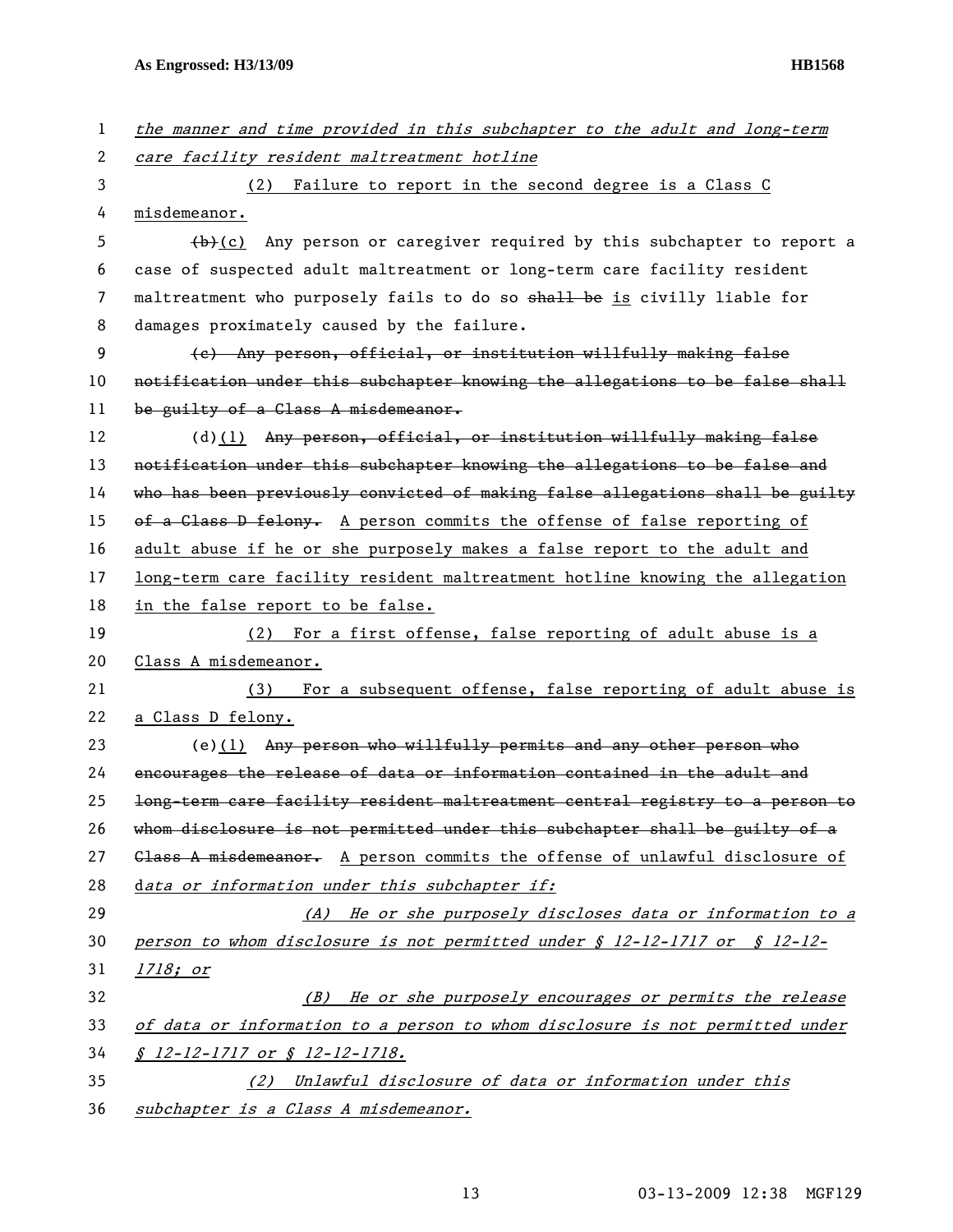*the manner and time provided in this subchapter to the adult and long-term care facility resident maltreatment hotline*

(2) Failure to report in the second degree is a Class C misdemeanor.

~~(b)~~(c) Any person or caregiver required by this subchapter to report a case of suspected adult maltreatment or long-term care facility resident maltreatment who purposely fails to do so ~~shall be~~ is civilly liable for damages proximately caused by the failure.

~~(c) Any person, official, or institution willfully making false notification under this subchapter knowing the allegations to be false shall be guilty of a Class A misdemeanor.~~

(d)(1) ~~Any person, official, or institution willfully making false notification under this subchapter knowing the allegations to be false and who has been previously convicted of making false allegations shall be guilty of a Class D felony.~~ A person commits the offense of false reporting of adult abuse if he or she purposely makes a false report to the adult and long-term care facility resident maltreatment hotline knowing the allegation in the false report to be false.

(2) For a first offense, false reporting of adult abuse is a Class A misdemeanor.

(3) For a subsequent offense, false reporting of adult abuse is a Class D felony.

(e)(1) ~~Any person who willfully permits and any other person who encourages the release of data or information contained in the adult and long-term care facility resident maltreatment central registry to a person to whom disclosure is not permitted under this subchapter shall be guilty of a Class A misdemeanor.~~ A person commits the offense of unlawful disclosure of d*ata or information under this subchapter if:*

*(A) He or she purposely discloses data or information to a person to whom disclosure is not permitted under § 12-12-1717 or § 12-12-1718; or*

*(B) He or she purposely encourages or permits the release of data or information to a person to whom disclosure is not permitted under § 12-12-1717 or § 12-12-1718.*

*(2) Unlawful disclosure of data or information under this subchapter is a Class A misdemeanor.*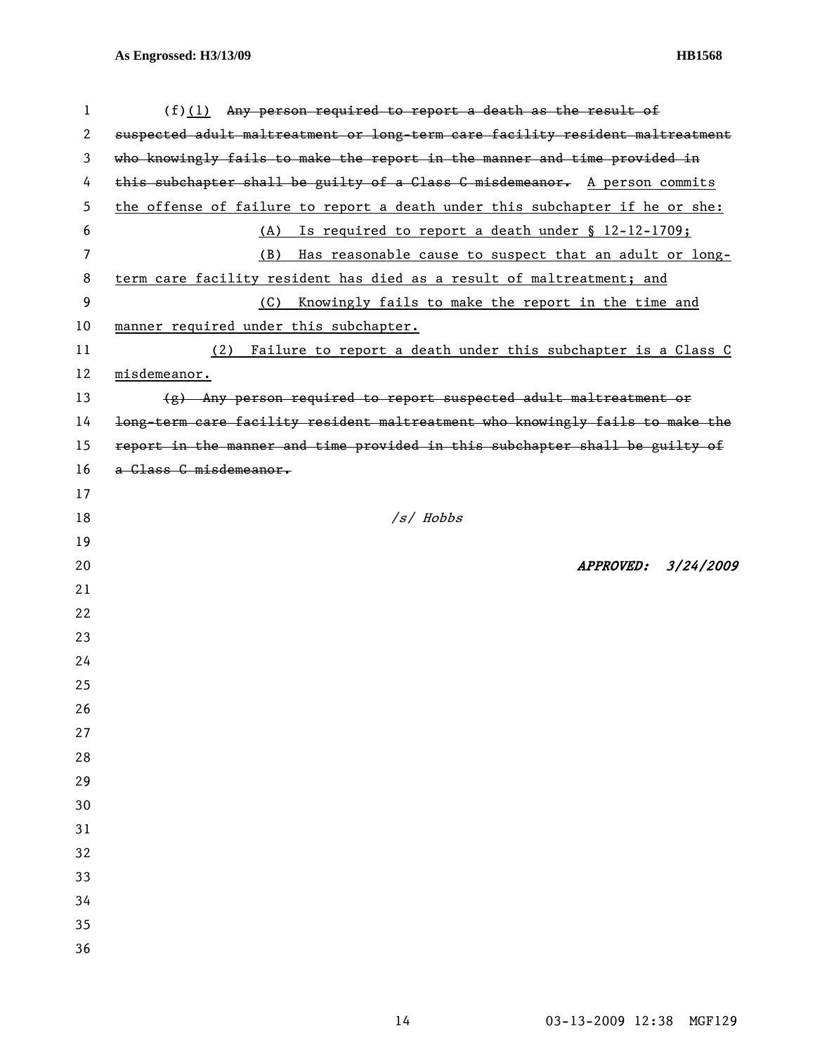(f)(1) ~~Any person required to report a death as the result of suspected adult maltreatment or long-term care facility resident maltreatment who knowingly fails to make the report in the manner and time provided in this subchapter shall be guilty of a Class C misdemeanor.~~ A person commits the offense of failure to report a death under this subchapter if he or she:

(A) Is required to report a death under § 12-12-1709;

(B) Has reasonable cause to suspect that an adult or long-term care facility resident has died as a result of maltreatment; and

(C) Knowingly fails to make the report in the time and manner required under this subchapter.

(2) Failure to report a death under this subchapter is a Class C misdemeanor.

~~(g) Any person required to report suspected adult maltreatment or long-term care facility resident maltreatment who knowingly fails to make the report in the manner and time provided in this subchapter shall be guilty of a Class C misdemeanor.~~

*/s/ Hobbs*

***APPROVED: 3/24/2009***